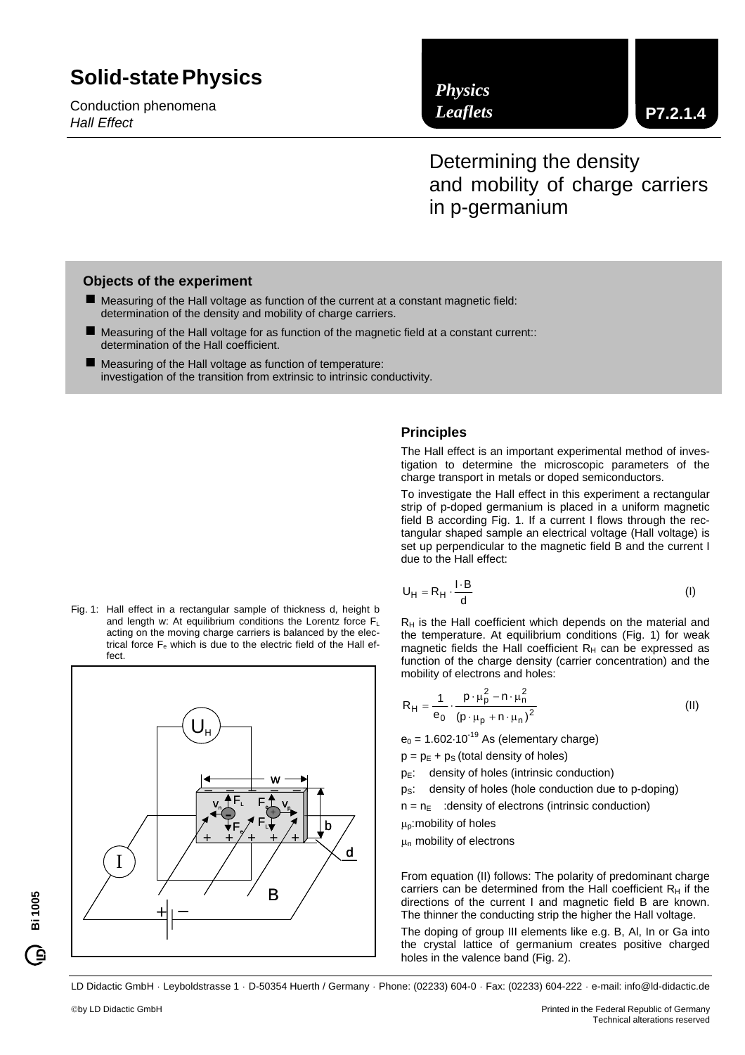# Solid-state Physics

Conduction phenomena
*Hall Effect*

*Physics Leaflets* **P7.2.1.4**

## Determining the density and mobility of charge carriers in p-germanium

### Objects of the experiment

- Measuring of the Hall voltage as function of the current at a constant magnetic field: determination of the density and mobility of charge carriers.
- Measuring of the Hall voltage for as function of the magnetic field at a constant current:: determination of the Hall coefficient.
- Measuring of the Hall voltage as function of temperature: investigation of the transition from extrinsic to intrinsic conductivity.

### Principles

The Hall effect is an important experimental method of investigation to determine the microscopic parameters of the charge transport in metals or doped semiconductors.

To investigate the Hall effect in this experiment a rectangular strip of p-doped germanium is placed in a uniform magnetic field B according Fig. 1. If a current I flows through the rectangular shaped sample an electrical voltage (Hall voltage) is set up perpendicular to the magnetic field B and the current I due to the Hall effect:

$$U_H = R_H \cdot \frac{I \cdot B}{d} \qquad \text{(I)}$$

$R_H$ is the Hall coefficient which depends on the material and the temperature. At equilibrium conditions (Fig. 1) for weak magnetic fields the Hall coefficient $R_H$ can be expressed as function of the charge density (carrier concentration) and the mobility of electrons and holes:

$$R_H = \frac{1}{e_0} \cdot \frac{p \cdot \mu_p^2 - n \cdot \mu_n^2}{(p \cdot \mu_p + n \cdot \mu_n)^2} \qquad \text{(II)}$$

$e_0 = 1.602 \cdot 10^{-19}$ As (elementary charge)

$p = p_E + p_S$ (total density of holes)

$p_E$: density of holes (intrinsic conduction)

$p_S$: density of holes (hole conduction due to p-doping)

$n = n_E$ :density of electrons (intrinsic conduction)

$\mu_p$:mobility of holes

$\mu_n$ mobility of electrons

From equation (II) follows: The polarity of predominant charge carriers can be determined from the Hall coefficient $R_H$ if the directions of the current I and magnetic field B are known. The thinner the conducting strip the higher the Hall voltage.

The doping of group III elements like e.g. B, Al, In or Ga into the crystal lattice of germanium creates positive charged holes in the valence band (Fig. 2).

Fig. 1: Hall effect in a rectangular sample of thickness d, height b and length w: At equilibrium conditions the Lorentz force $F_L$ acting on the moving charge carriers is balanced by the electrical force $F_e$ which is due to the electric field of the Hall effect.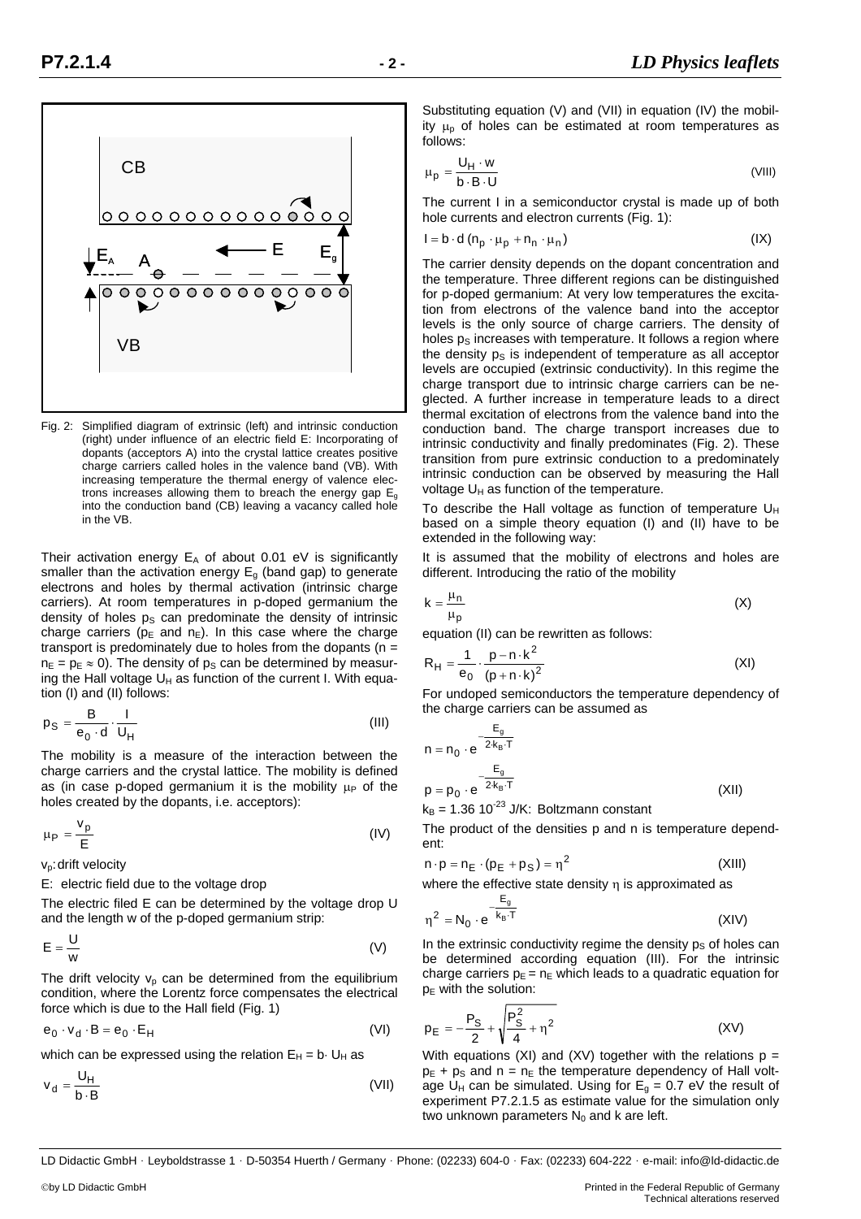Fig. 2: Simplified diagram of extrinsic (left) and intrinsic conduction (right) under influence of an electric field E: Incorporating of dopants (acceptors A) into the crystal lattice creates positive charge carriers called holes in the valence band (VB). With increasing temperature the thermal energy of valence electrons increases allowing them to breach the energy gap $E_g$ into the conduction band (CB) leaving a vacancy called hole in the VB.

Their activation energy $E_A$ of about 0.01 eV is significantly smaller than the activation energy $E_g$ (band gap) to generate electrons and holes by thermal activation (intrinsic charge carriers). At room temperatures in p-doped germanium the density of holes $p_S$ can predominate the density of intrinsic charge carriers ($p_E$ and $n_E$). In this case where the charge transport is predominately due to holes from the dopants ($n = n_E = p_E \approx 0$). The density of $p_S$ can be determined by measuring the Hall voltage $U_H$ as function of the current I. With equation (I) and (II) follows:

$$p_S = \frac{B}{e_0 \cdot d} \cdot \frac{I}{U_H} \quad \text{(III)}$$

The mobility is a measure of the interaction between the charge carriers and the crystal lattice. The mobility is defined as (in case p-doped germanium it is the mobility $\mu_P$ of the holes created by the dopants, i.e. acceptors):

$$\mu_P = \frac{v_p}{E} \quad \text{(IV)}$$

$v_p$: drift velocity

E: electric field due to the voltage drop

The electric filed E can be determined by the voltage drop U and the length w of the p-doped germanium strip:

$$E = \frac{U}{w} \quad \text{(V)}$$

The drift velocity $v_p$ can be determined from the equilibrium condition, where the Lorentz force compensates the electrical force which is due to the Hall field (Fig. 1)

$$e_0 \cdot v_d \cdot B = e_0 \cdot E_H \quad \text{(VI)}$$

which can be expressed using the relation $E_H = b \cdot U_H$ as

$$v_d = \frac{U_H}{b \cdot B} \quad \text{(VII)}$$

Substituting equation (V) and (VII) in equation (IV) the mobility $\mu_p$ of holes can be estimated at room temperatures as follows:

$$\mu_p = \frac{U_H \cdot w}{b \cdot B \cdot U} \quad \text{(VIII)}$$

The current I in a semiconductor crystal is made up of both hole currents and electron currents (Fig. 1):

$$I = b \cdot d\,(n_p \cdot \mu_p + n_n \cdot \mu_n) \quad \text{(IX)}$$

The carrier density depends on the dopant concentration and the temperature. Three different regions can be distinguished for p-doped germanium: At very low temperatures the excitation from electrons of the valence band into the acceptor levels is the only source of charge carriers. The density of holes $p_S$ increases with temperature. It follows a region where the density $p_S$ is independent of temperature as all acceptor levels are occupied (extrinsic conductivity). In this regime the charge transport due to intrinsic charge carriers can be neglected. A further increase in temperature leads to a direct thermal excitation of electrons from the valence band into the conduction band. The charge transport increases due to intrinsic conductivity and finally predominates (Fig. 2). These transition from pure extrinsic conduction to a predominately intrinsic conduction can be observed by measuring the Hall voltage $U_H$ as function of the temperature.

To describe the Hall voltage as function of temperature $U_H$ based on a simple theory equation (I) and (II) have to be extended in the following way:

It is assumed that the mobility of electrons and holes are different. Introducing the ratio of the mobility

$$k = \frac{\mu_n}{\mu_p} \quad \text{(X)}$$

equation (II) can be rewritten as follows:

$$R_H = \frac{1}{e_0} \cdot \frac{p - n \cdot k^2}{(p + n \cdot k)^2} \quad \text{(XI)}$$

For undoped semiconductors the temperature dependency of the charge carriers can be assumed as

$$n = n_0 \cdot e^{-\frac{E_g}{2 \cdot k_B \cdot T}}$$

$$p = p_0 \cdot e^{-\frac{E_g}{2 \cdot k_B \cdot T}} \quad \text{(XII)}$$

$k_B = 1.36\ 10^{-23}$ J/K: Boltzmann constant

The product of the densities p and n is temperature dependent:

$$n \cdot p = n_E \cdot (p_E + p_S) = \eta^2 \quad \text{(XIII)}$$

where the effective state density $\eta$ is approximated as

$$\eta^2 = N_0 \cdot e^{-\frac{E_g}{k_B \cdot T}} \quad \text{(XIV)}$$

In the extrinsic conductivity regime the density $p_S$ of holes can be determined according equation (III). For the intrinsic charge carriers $p_E = n_E$ which leads to a quadratic equation for $p_E$ with the solution:

$$p_E = -\frac{P_S}{2} + \sqrt{\frac{P_S^2}{4} + \eta^2} \quad \text{(XV)}$$

With equations (XI) and (XV) together with the relations $p = p_E + p_S$ and $n = n_E$ the temperature dependency of Hall voltage $U_H$ can be simulated. Using for $E_g$ = 0.7 eV the result of experiment P7.2.1.5 as estimate value for the simulation only two unknown parameters $N_0$ and k are left.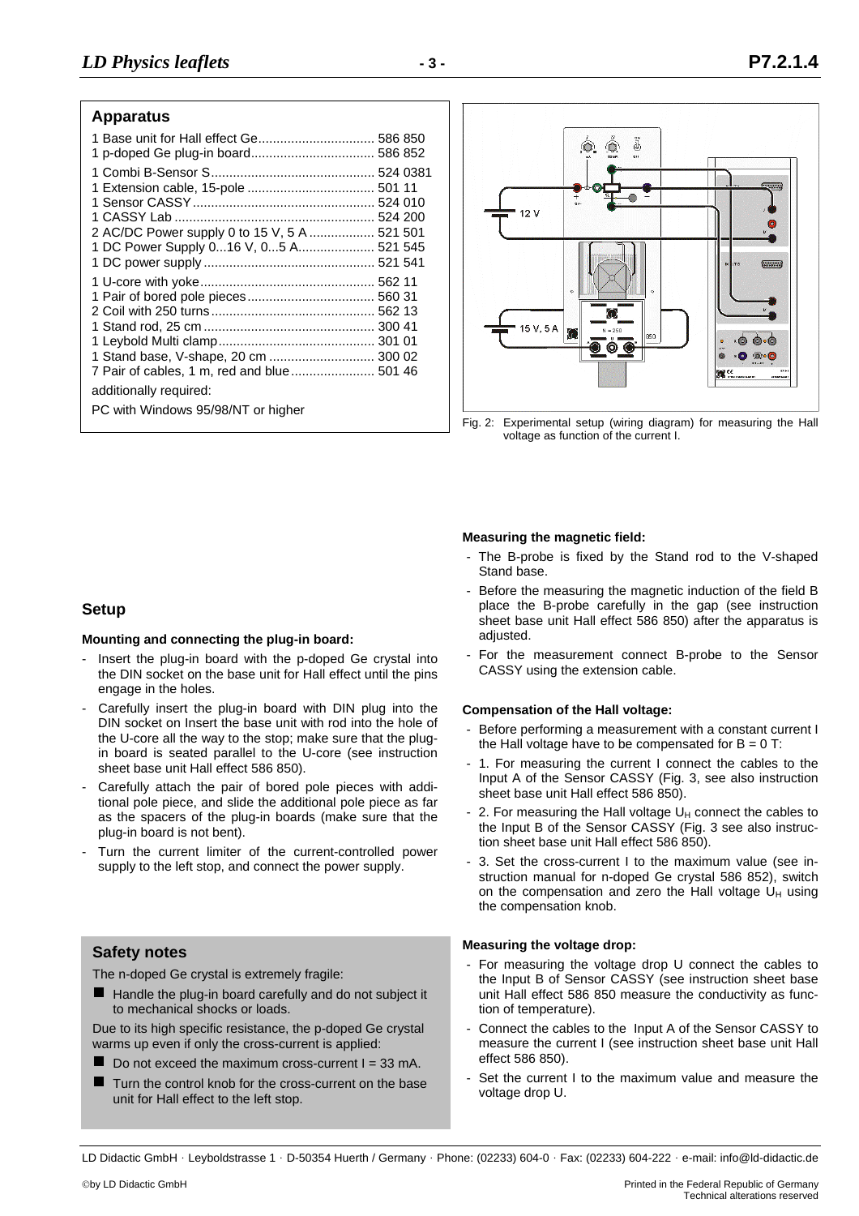## Apparatus

| | |
|---|---|
| 1 Base unit for Hall effect Ge | 586 850 |
| 1 p-doped Ge plug-in board | 586 852 |
| 1 Combi B-Sensor S | 524 0381 |
| 1 Extension cable, 15-pole | 501 11 |
| 1 Sensor CASSY | 524 010 |
| 1 CASSY Lab | 524 200 |
| 2 AC/DC Power supply 0 to 15 V, 5 A | 521 501 |
| 1 DC Power Supply 0...16 V, 0...5 A | 521 545 |
| 1 DC power supply | 521 541 |
| 1 U-core with yoke | 562 11 |
| 1 Pair of bored pole pieces | 560 31 |
| 2 Coil with 250 turns | 562 13 |
| 1 Stand rod, 25 cm | 300 41 |
| 1 Leybold Multi clamp | 301 01 |
| 1 Stand base, V-shape, 20 cm | 300 02 |
| 7 Pair of cables, 1 m, red and blue | 501 46 |

additionally required:

PC with Windows 95/98/NT or higher

Fig. 2: Experimental setup (wiring diagram) for measuring the Hall voltage as function of the current I.

## Setup

**Mounting and connecting the plug-in board:**

- Insert the plug-in board with the p-doped Ge crystal into the DIN socket on the base unit for Hall effect until the pins engage in the holes.
- Carefully insert the plug-in board with DIN plug into the DIN socket on Insert the base unit with rod into the hole of the U-core all the way to the stop; make sure that the plug-in board is seated parallel to the U-core (see instruction sheet base unit Hall effect 586 850).
- Carefully attach the pair of bored pole pieces with additional pole piece, and slide the additional pole piece as far as the spacers of the plug-in boards (make sure that the plug-in board is not bent).
- Turn the current limiter of the current-controlled power supply to the left stop, and connect the power supply.

## Safety notes

The n-doped Ge crystal is extremely fragile:

- Handle the plug-in board carefully and do not subject it to mechanical shocks or loads.

Due to its high specific resistance, the p-doped Ge crystal warms up even if only the cross-current is applied:

- Do not exceed the maximum cross-current I = 33 mA.
- Turn the control knob for the cross-current on the base unit for Hall effect to the left stop.

**Measuring the magnetic field:**

- The B-probe is fixed by the Stand rod to the V-shaped Stand base.
- Before the measuring the magnetic induction of the field B place the B-probe carefully in the gap (see instruction sheet base unit Hall effect 586 850) after the apparatus is adjusted.
- For the measurement connect B-probe to the Sensor CASSY using the extension cable.

**Compensation of the Hall voltage:**

- Before performing a measurement with a constant current I the Hall voltage have to be compensated for B = 0 T:
- 1. For measuring the current I connect the cables to the Input A of the Sensor CASSY (Fig. 3, see also instruction sheet base unit Hall effect 586 850).
- 2. For measuring the Hall voltage $U_H$ connect the cables to the Input B of the Sensor CASSY (Fig. 3 see also instruction sheet base unit Hall effect 586 850).
- 3. Set the cross-current I to the maximum value (see instruction manual for n-doped Ge crystal 586 852), switch on the compensation and zero the Hall voltage $U_H$ using the compensation knob.

**Measuring the voltage drop:**

- For measuring the voltage drop U connect the cables to the Input B of Sensor CASSY (see instruction sheet base unit Hall effect 586 850 measure the conductivity as function of temperature).
- Connect the cables to the Input A of the Sensor CASSY to measure the current I (see instruction sheet base unit Hall effect 586 850).
- Set the current I to the maximum value and measure the voltage drop U.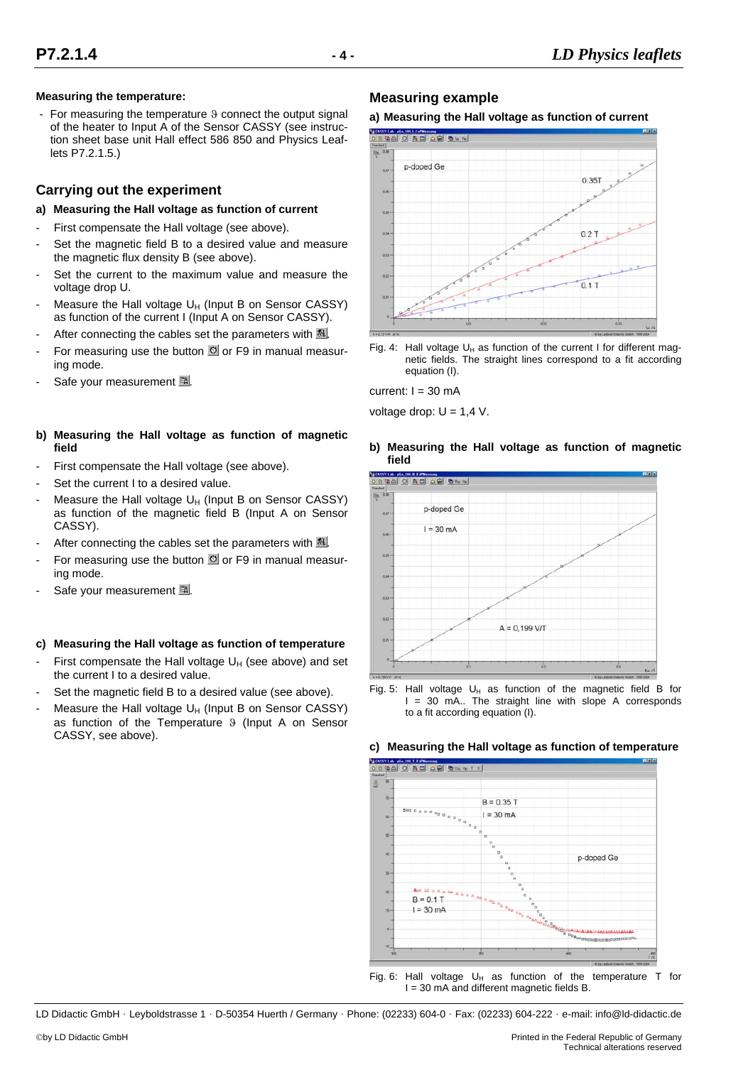**Measuring the temperature:**

- For measuring the temperature $\vartheta$ connect the output signal of the heater to Input A of the Sensor CASSY (see instruction sheet base unit Hall effect 586 850 and Physics Leaflets P7.2.1.5.)

## Carrying out the experiment

### a) Measuring the Hall voltage as function of current

- First compensate the Hall voltage (see above).
- Set the magnetic field B to a desired value and measure the magnetic flux density B (see above).
- Set the current to the maximum value and measure the voltage drop U.
- Measure the Hall voltage $U_H$ (Input B on Sensor CASSY) as function of the current I (Input A on Sensor CASSY).
- After connecting the cables set the parameters with .
- For measuring use the button or F9 in manual measuring mode.
- Safe your measurement .

### b) Measuring the Hall voltage as function of magnetic field

- First compensate the Hall voltage (see above).
- Set the current I to a desired value.
- Measure the Hall voltage $U_H$ (Input B on Sensor CASSY) as function of the magnetic field B (Input A on Sensor CASSY).
- After connecting the cables set the parameters with .
- For measuring use the button or F9 in manual measuring mode.
- Safe your measurement .

### c) Measuring the Hall voltage as function of temperature

- First compensate the Hall voltage $U_H$ (see above) and set the current I to a desired value.
- Set the magnetic field B to a desired value (see above).
- Measure the Hall voltage $U_H$ (Input B on Sensor CASSY) as function of the Temperature $\vartheta$ (Input A on Sensor CASSY, see above).

## Measuring example

### a) Measuring the Hall voltage as function of current

Fig. 4: Hall voltage $U_H$ as function of the current I for different magnetic fields. The straight lines correspond to a fit according equation (I).

current: I = 30 mA

voltage drop: U = 1,4 V.

### b) Measuring the Hall voltage as function of magnetic field

Fig. 5: Hall voltage $U_H$ as function of the magnetic field B for I = 30 mA.. The straight line with slope A corresponds to a fit according equation (I).

### c) Measuring the Hall voltage as function of temperature

Fig. 6: Hall voltage $U_H$ as function of the temperature T for I = 30 mA and different magnetic fields B.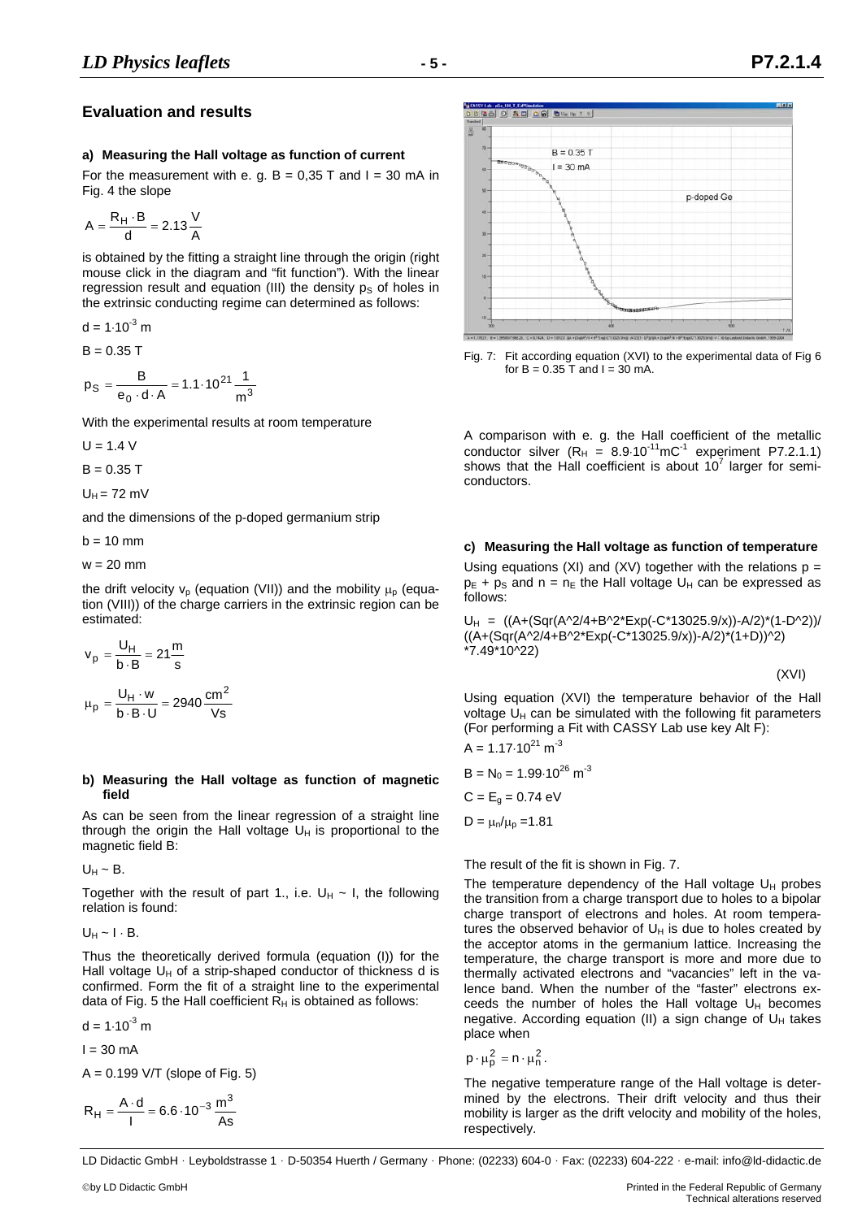## Evaluation and results

### a) Measuring the Hall voltage as function of current

For the measurement with e. g. B = 0,35 T and I = 30 mA in Fig. 4 the slope

$$A = \frac{R_H \cdot B}{d} = 2.13 \frac{V}{A}$$

is obtained by the fitting a straight line through the origin (right mouse click in the diagram and "fit function"). With the linear regression result and equation (III) the density $p_S$ of holes in the extrinsic conducting regime can determined as follows:

$d = 1 \cdot 10^{-3}$ m

$B = 0.35$ T

$$p_S = \frac{B}{e_0 \cdot d \cdot A} = 1.1 \cdot 10^{21} \frac{1}{m^3}$$

With the experimental results at room temperature

$U = 1.4$ V

$B = 0.35$ T

$U_H = 72$ mV

and the dimensions of the p-doped germanium strip

$b = 10$ mm

$w = 20$ mm

the drift velocity $v_p$ (equation (VII)) and the mobility $\mu_p$ (equation (VIII)) of the charge carriers in the extrinsic region can be estimated:

$$v_p = \frac{U_H}{b \cdot B} = 21 \frac{m}{s}$$

$$\mu_p = \frac{U_H \cdot w}{b \cdot B \cdot U} = 2940 \frac{cm^2}{Vs}$$

### b) Measuring the Hall voltage as function of magnetic field

As can be seen from the linear regression of a straight line through the origin the Hall voltage $U_H$ is proportional to the magnetic field B:

$U_H \sim B$.

Together with the result of part 1., i.e. $U_H \sim I$, the following relation is found:

$U_H \sim I \cdot B$.

Thus the theoretically derived formula (equation (I)) for the Hall voltage $U_H$ of a strip-shaped conductor of thickness d is confirmed. Form the fit of a straight line to the experimental data of Fig. 5 the Hall coefficient $R_H$ is obtained as follows:

$d = 1 \cdot 10^{-3}$ m

$I = 30$ mA

$A = 0.199$ V/T (slope of Fig. 5)

$$R_H = \frac{A \cdot d}{I} = 6.6 \cdot 10^{-3} \frac{m^3}{As}$$

Fig. 7: Fit according equation (XVI) to the experimental data of Fig 6 for B = 0.35 T and I = 30 mA.

A comparison with e. g. the Hall coefficient of the metallic conductor silver ($R_H = 8.9 \cdot 10^{-11} mC^{-1}$ experiment P7.2.1.1) shows that the Hall coefficient is about $10^7$ larger for semiconductors.

### c) Measuring the Hall voltage as function of temperature

Using equations (XI) and (XV) together with the relations $p = p_E + p_S$ and $n = n_E$ the Hall voltage $U_H$ can be expressed as follows:

```
UH = ((A+(Sqr(A^2/4+B^2*Exp(-C*13025.9/x))-A/2)*(1-D^2))/
((A+(Sqr(A^2/4+B^2*Exp(-C*13025.9/x))-A/2)*(1+D))^2)
*7.49*10^22)
```

(XVI)

Using equation (XVI) the temperature behavior of the Hall voltage $U_H$ can be simulated with the following fit parameters (For performing a Fit with CASSY Lab use key Alt F):

$A = 1.17 \cdot 10^{21}$ m$^{-3}$

$B = N_0 = 1.99 \cdot 10^{26}$ m$^{-3}$

$C = E_g = 0.74$ eV

$D = \mu_n/\mu_p = 1.81$

The result of the fit is shown in Fig. 7.

The temperature dependency of the Hall voltage $U_H$ probes the transition from a charge transport due to holes to a bipolar charge transport of electrons and holes. At room temperatures the observed behavior of $U_H$ is due to holes created by the acceptor atoms in the germanium lattice. Increasing the temperature, the charge transport is more and more due to thermally activated electrons and "vacancies" left in the valence band. When the number of the "faster" electrons exceeds the number of holes the Hall voltage $U_H$ becomes negative. According equation (II) a sign change of $U_H$ takes place when

$$p \cdot \mu_p^2 = n \cdot \mu_n^2.$$

The negative temperature range of the Hall voltage is determined by the electrons. Their drift velocity and thus their mobility is larger as the drift velocity and mobility of the holes, respectively.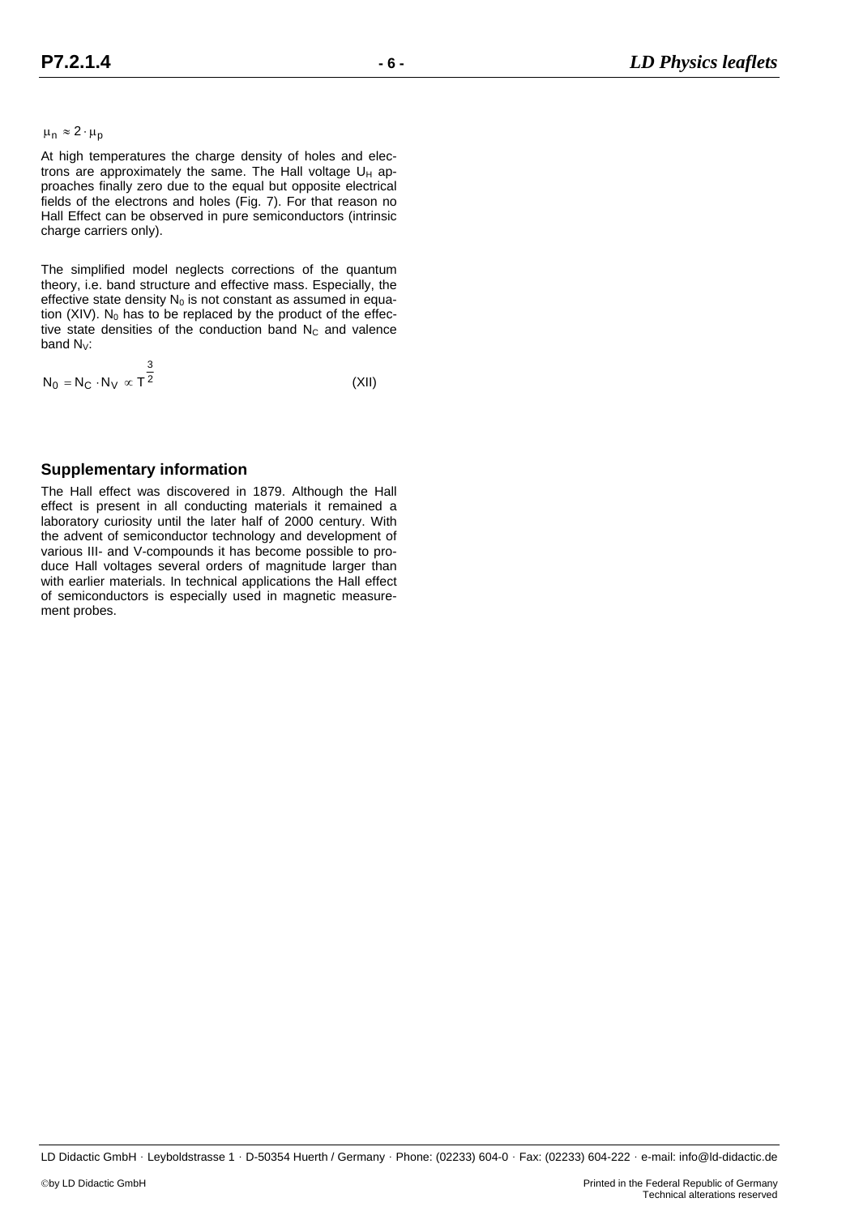$$\mu_n \approx 2 \cdot \mu_p$$

At high temperatures the charge density of holes and electrons are approximately the same. The Hall voltage $U_H$ approaches finally zero due to the equal but opposite electrical fields of the electrons and holes (Fig. 7). For that reason no Hall Effect can be observed in pure semiconductors (intrinsic charge carriers only).

The simplified model neglects corrections of the quantum theory, i.e. band structure and effective mass. Especially, the effective state density $N_0$ is not constant as assumed in equation (XIV). $N_0$ has to be replaced by the product of the effective state densities of the conduction band $N_C$ and valence band $N_V$:

$$N_0 = N_C \cdot N_V \propto T^{\frac{3}{2}} \qquad \text{(XII)}$$

## Supplementary information

The Hall effect was discovered in 1879. Although the Hall effect is present in all conducting materials it remained a laboratory curiosity until the later half of 2000 century. With the advent of semiconductor technology and development of various III- and V-compounds it has become possible to produce Hall voltages several orders of magnitude larger than with earlier materials. In technical applications the Hall effect of semiconductors is especially used in magnetic measurement probes.